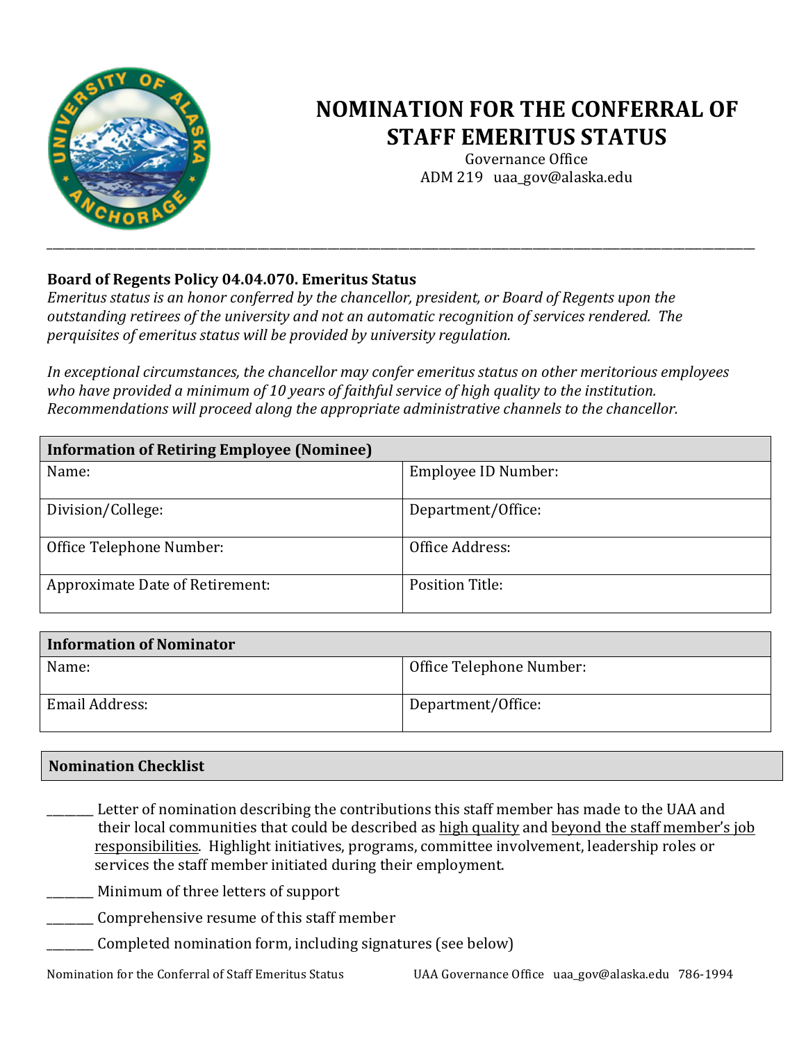# NOMINATION FOR THE CONFERRAL OF STAFF EMERITUS STATUS

Governance Office
ADM 219 uaa_gov@alaska.edu

---

**Board of Regents Policy 04.04.070. Emeritus Status**

*Emeritus status is an honor conferred by the chancellor, president, or Board of Regents upon the outstanding retirees of the university and not an automatic recognition of services rendered. The perquisites of emeritus status will be provided by university regulation.*

*In exceptional circumstances, the chancellor may confer emeritus status on other meritorious employees who have provided a minimum of 10 years of faithful service of high quality to the institution. Recommendations will proceed along the appropriate administrative channels to the chancellor.*

| **Information of Retiring Employee (Nominee)** | |
|---|---|
| Name: | Employee ID Number: |
| Division/College: | Department/Office: |
| Office Telephone Number: | Office Address: |
| Approximate Date of Retirement: | Position Title: |

| **Information of Nominator** | |
|---|---|
| Name: | Office Telephone Number: |
| Email Address: | Department/Office: |

| **Nomination Checklist** |
|---|

_______ Letter of nomination describing the contributions this staff member has made to the UAA and their local communities that could be described as high quality and beyond the staff member's job responsibilities. Highlight initiatives, programs, committee involvement, leadership roles or services the staff member initiated during their employment.

_______ Minimum of three letters of support

_______ Comprehensive resume of this staff member

_______ Completed nomination form, including signatures (see below)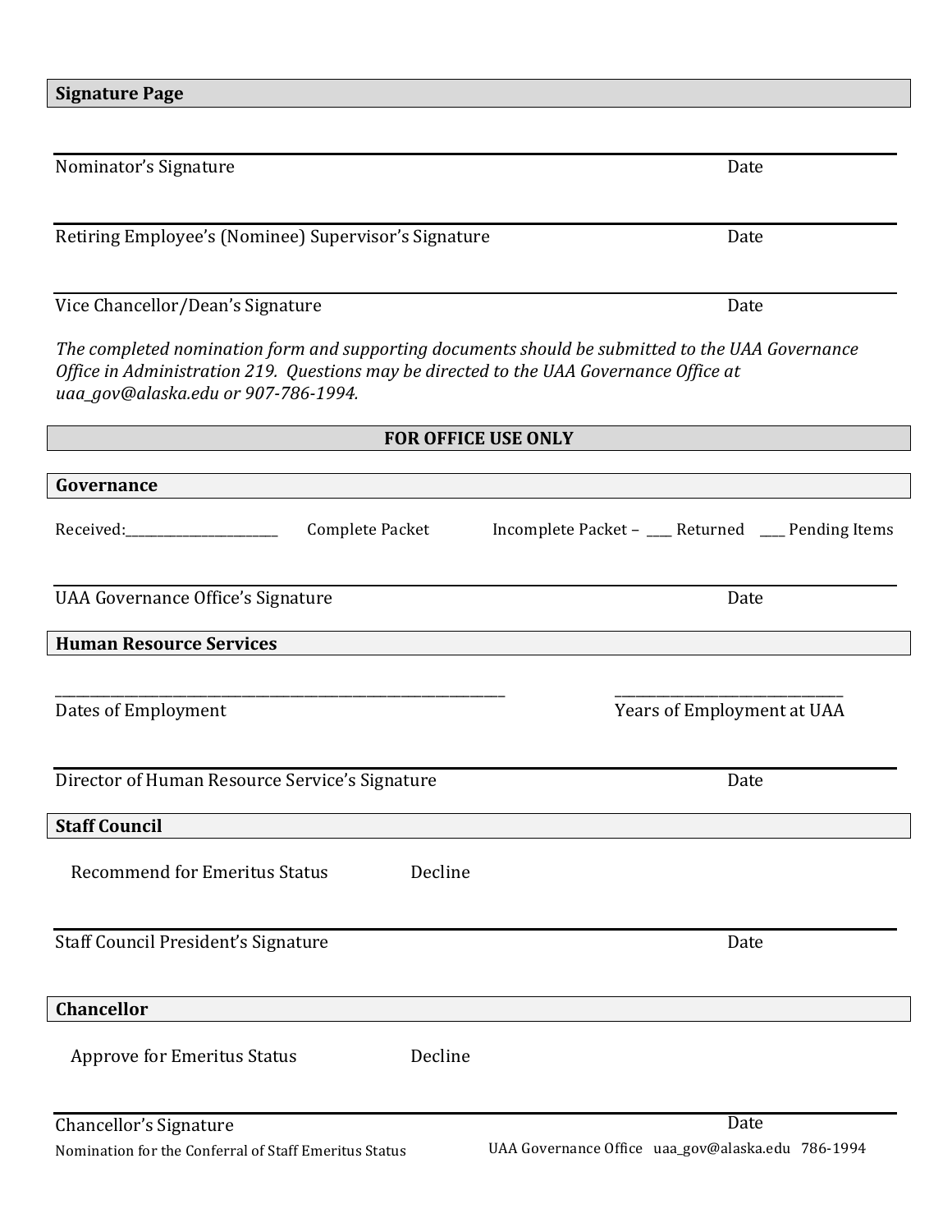## Signature Page

Nominator's Signature Date

Retiring Employee's (Nominee) Supervisor's Signature Date

Vice Chancellor/Dean's Signature Date

*The completed nomination form and supporting documents should be submitted to the UAA Governance Office in Administration 219. Questions may be directed to the UAA Governance Office at uaa_gov@alaska.edu or 907-786-1994.*

## FOR OFFICE USE ONLY

### Governance

Received:______________________ Complete Packet Incomplete Packet – ____ Returned ____ Pending Items

UAA Governance Office's Signature Date

### Human Resource Services

______________________________________________ ______________________

Dates of Employment Years of Employment at UAA

Director of Human Resource Service's Signature Date

### Staff Council

Recommend for Emeritus Status Decline

Staff Council President's Signature Date

### Chancellor

Approve for Emeritus Status Decline

Chancellor's Signature Date